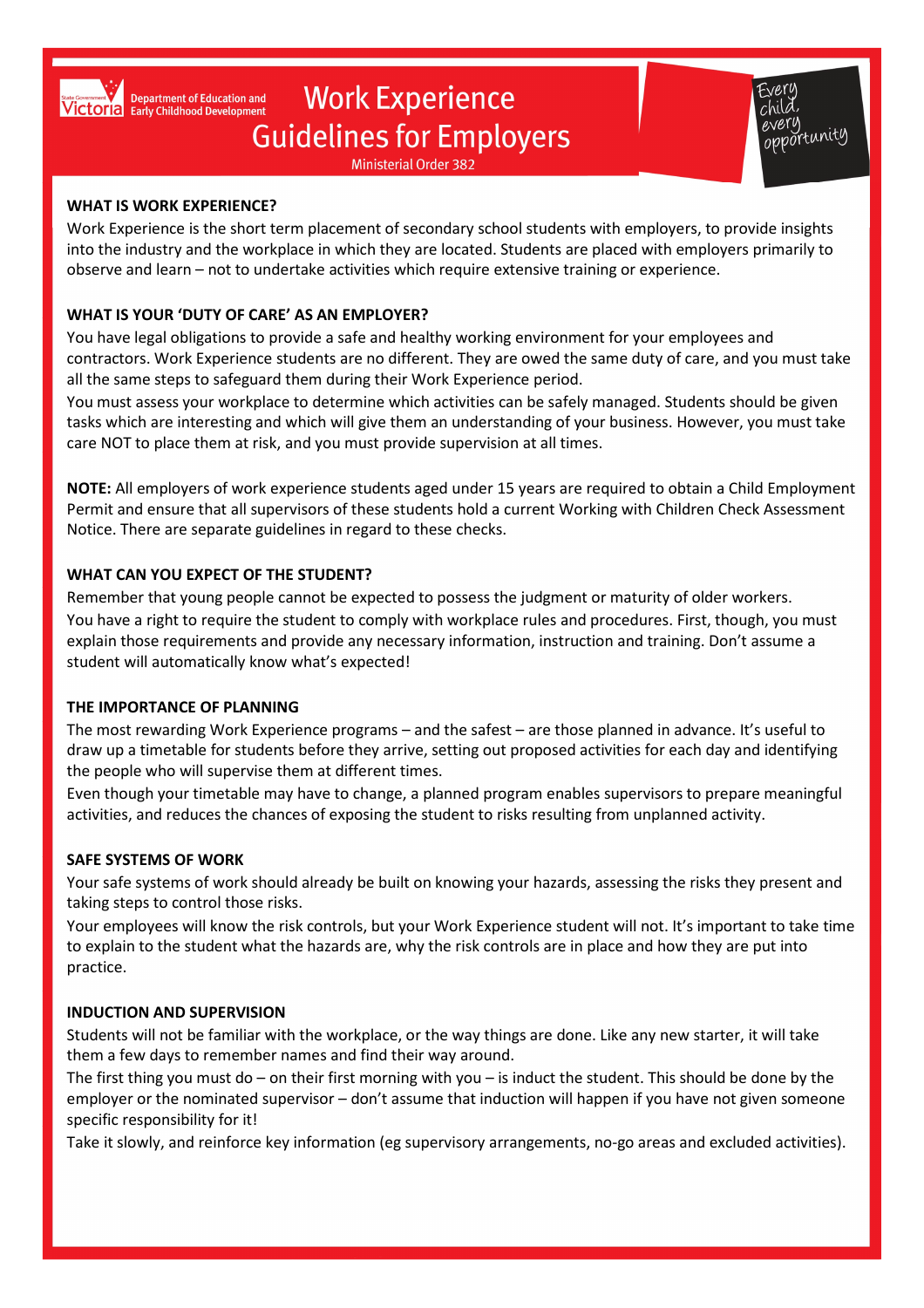State Government Victoria | Department of Education and Early Childhood Development

# Work Experience Guidelines for Employers

Ministerial Order 382

Every child, every opportunity

## WHAT IS WORK EXPERIENCE?

Work Experience is the short term placement of secondary school students with employers, to provide insights into the industry and the workplace in which they are located. Students are placed with employers primarily to observe and learn – not to undertake activities which require extensive training or experience.

## WHAT IS YOUR 'DUTY OF CARE' AS AN EMPLOYER?

You have legal obligations to provide a safe and healthy working environment for your employees and contractors. Work Experience students are no different. They are owed the same duty of care, and you must take all the same steps to safeguard them during their Work Experience period.

You must assess your workplace to determine which activities can be safely managed. Students should be given tasks which are interesting and which will give them an understanding of your business. However, you must take care NOT to place them at risk, and you must provide supervision at all times.

**NOTE:** All employers of work experience students aged under 15 years are required to obtain a Child Employment Permit and ensure that all supervisors of these students hold a current Working with Children Check Assessment Notice. There are separate guidelines in regard to these checks.

## WHAT CAN YOU EXPECT OF THE STUDENT?

Remember that young people cannot be expected to possess the judgment or maturity of older workers.

You have a right to require the student to comply with workplace rules and procedures. First, though, you must explain those requirements and provide any necessary information, instruction and training. Don't assume a student will automatically know what's expected!

## THE IMPORTANCE OF PLANNING

The most rewarding Work Experience programs – and the safest – are those planned in advance. It's useful to draw up a timetable for students before they arrive, setting out proposed activities for each day and identifying the people who will supervise them at different times.

Even though your timetable may have to change, a planned program enables supervisors to prepare meaningful activities, and reduces the chances of exposing the student to risks resulting from unplanned activity.

## SAFE SYSTEMS OF WORK

Your safe systems of work should already be built on knowing your hazards, assessing the risks they present and taking steps to control those risks.

Your employees will know the risk controls, but your Work Experience student will not. It's important to take time to explain to the student what the hazards are, why the risk controls are in place and how they are put into practice.

## INDUCTION AND SUPERVISION

Students will not be familiar with the workplace, or the way things are done. Like any new starter, it will take them a few days to remember names and find their way around.

The first thing you must do – on their first morning with you – is induct the student. This should be done by the employer or the nominated supervisor – don't assume that induction will happen if you have not given someone specific responsibility for it!

Take it slowly, and reinforce key information (eg supervisory arrangements, no-go areas and excluded activities).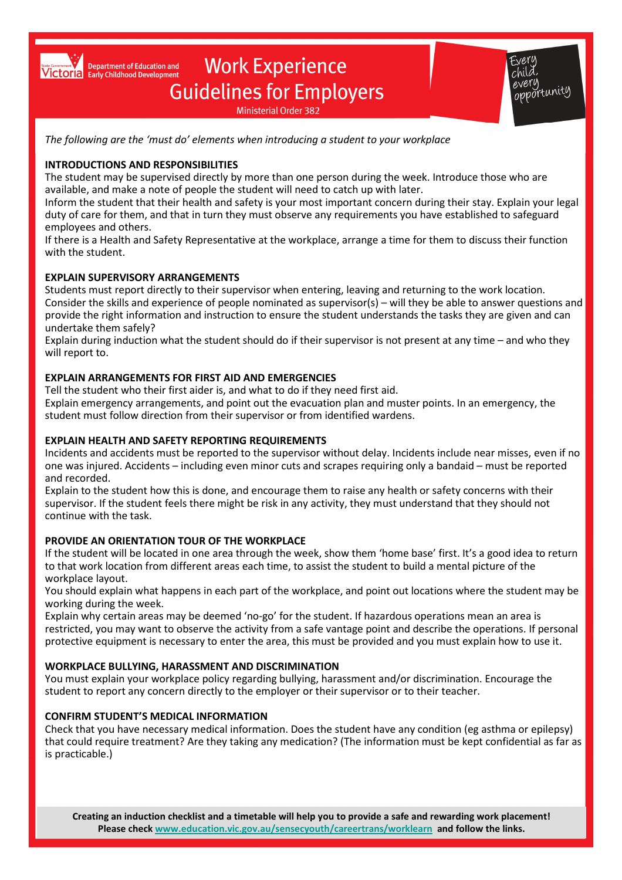Department of Education and Early Childhood Development

# Work Experience Guidelines for Employers

Ministerial Order 382

Every child, every opportunity

*The following are the 'must do' elements when introducing a student to your workplace*

## INTRODUCTIONS AND RESPONSIBILITIES

The student may be supervised directly by more than one person during the week. Introduce those who are available, and make a note of people the student will need to catch up with later.

Inform the student that their health and safety is your most important concern during their stay. Explain your legal duty of care for them, and that in turn they must observe any requirements you have established to safeguard employees and others.

If there is a Health and Safety Representative at the workplace, arrange a time for them to discuss their function with the student.

## EXPLAIN SUPERVISORY ARRANGEMENTS

Students must report directly to their supervisor when entering, leaving and returning to the work location.

Consider the skills and experience of people nominated as supervisor(s) – will they be able to answer questions and provide the right information and instruction to ensure the student understands the tasks they are given and can undertake them safely?

Explain during induction what the student should do if their supervisor is not present at any time – and who they will report to.

## EXPLAIN ARRANGEMENTS FOR FIRST AID AND EMERGENCIES

Tell the student who their first aider is, and what to do if they need first aid.

Explain emergency arrangements, and point out the evacuation plan and muster points. In an emergency, the student must follow direction from their supervisor or from identified wardens.

## EXPLAIN HEALTH AND SAFETY REPORTING REQUIREMENTS

Incidents and accidents must be reported to the supervisor without delay. Incidents include near misses, even if no one was injured. Accidents – including even minor cuts and scrapes requiring only a bandaid – must be reported and recorded.

Explain to the student how this is done, and encourage them to raise any health or safety concerns with their supervisor. If the student feels there might be risk in any activity, they must understand that they should not continue with the task.

## PROVIDE AN ORIENTATION TOUR OF THE WORKPLACE

If the student will be located in one area through the week, show them 'home base' first. It's a good idea to return to that work location from different areas each time, to assist the student to build a mental picture of the workplace layout.

You should explain what happens in each part of the workplace, and point out locations where the student may be working during the week.

Explain why certain areas may be deemed 'no-go' for the student. If hazardous operations mean an area is restricted, you may want to observe the activity from a safe vantage point and describe the operations. If personal protective equipment is necessary to enter the area, this must be provided and you must explain how to use it.

## WORKPLACE BULLYING, HARASSMENT AND DISCRIMINATION

You must explain your workplace policy regarding bullying, harassment and/or discrimination. Encourage the student to report any concern directly to the employer or their supervisor or to their teacher.

## CONFIRM STUDENT'S MEDICAL INFORMATION

Check that you have necessary medical information. Does the student have any condition (eg asthma or epilepsy) that could require treatment? Are they taking any medication? (The information must be kept confidential as far as is practicable.)

**Creating an induction checklist and a timetable will help you to provide a safe and rewarding work placement!**
**Please check www.education.vic.gov.au/sensecyouth/careertrans/worklearn and follow the links.**